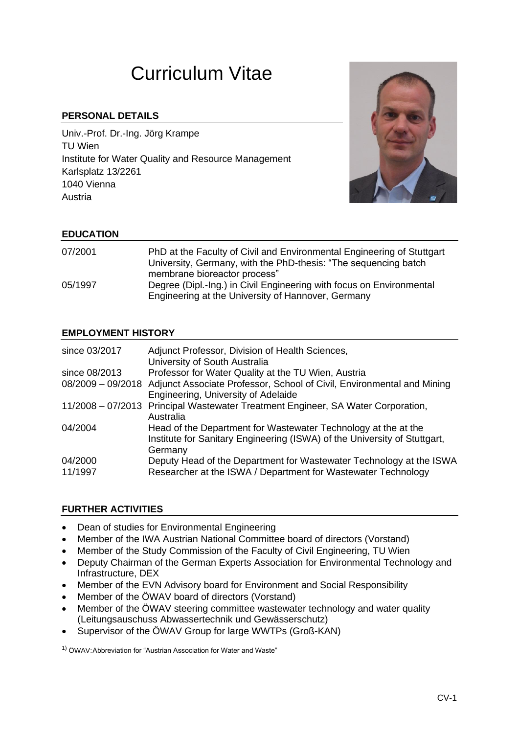# Curriculum Vitae

## PERSONAL DETAILS

Univ.-Prof. Dr.-Ing. Jörg Krampe
TU Wien
Institute for Water Quality and Resource Management
Karlsplatz 13/2261
1040 Vienna
Austria

## EDUCATION

| | |
|---|---|
| 07/2001 | PhD at the Faculty of Civil and Environmental Engineering of Stuttgart University, Germany, with the PhD-thesis: "The sequencing batch membrane bioreactor process" |
| 05/1997 | Degree (Dipl.-Ing.) in Civil Engineering with focus on Environmental Engineering at the University of Hannover, Germany |

## EMPLOYMENT HISTORY

| | |
|---|---|
| since 03/2017 | Adjunct Professor, Division of Health Sciences, University of South Australia |
| since 08/2013 | Professor for Water Quality at the TU Wien, Austria |
| 08/2009 – 09/2018 | Adjunct Associate Professor, School of Civil, Environmental and Mining Engineering, University of Adelaide |
| 11/2008 – 07/2013 | Principal Wastewater Treatment Engineer, SA Water Corporation, Australia |
| 04/2004 | Head of the Department for Wastewater Technology at the at the Institute for Sanitary Engineering (ISWA) of the University of Stuttgart, Germany |
| 04/2000 | Deputy Head of the Department for Wastewater Technology at the ISWA |
| 11/1997 | Researcher at the ISWA / Department for Wastewater Technology |

## FURTHER ACTIVITIES

- Dean of studies for Environmental Engineering
- Member of the IWA Austrian National Committee board of directors (Vorstand)
- Member of the Study Commission of the Faculty of Civil Engineering, TU Wien
- Deputy Chairman of the German Experts Association for Environmental Technology and Infrastructure, DEX
- Member of the EVN Advisory board for Environment and Social Responsibility
- Member of the ÖWAV board of directors (Vorstand)
- Member of the ÖWAV steering committee wastewater technology and water quality (Leitungsauschuss Abwassertechnik und Gewässerschutz)
- Supervisor of the ÖWAV Group for large WWTPs (Groß-KAN)

[1)] ÖWAV: Abbreviation for "Austrian Association for Water and Waste"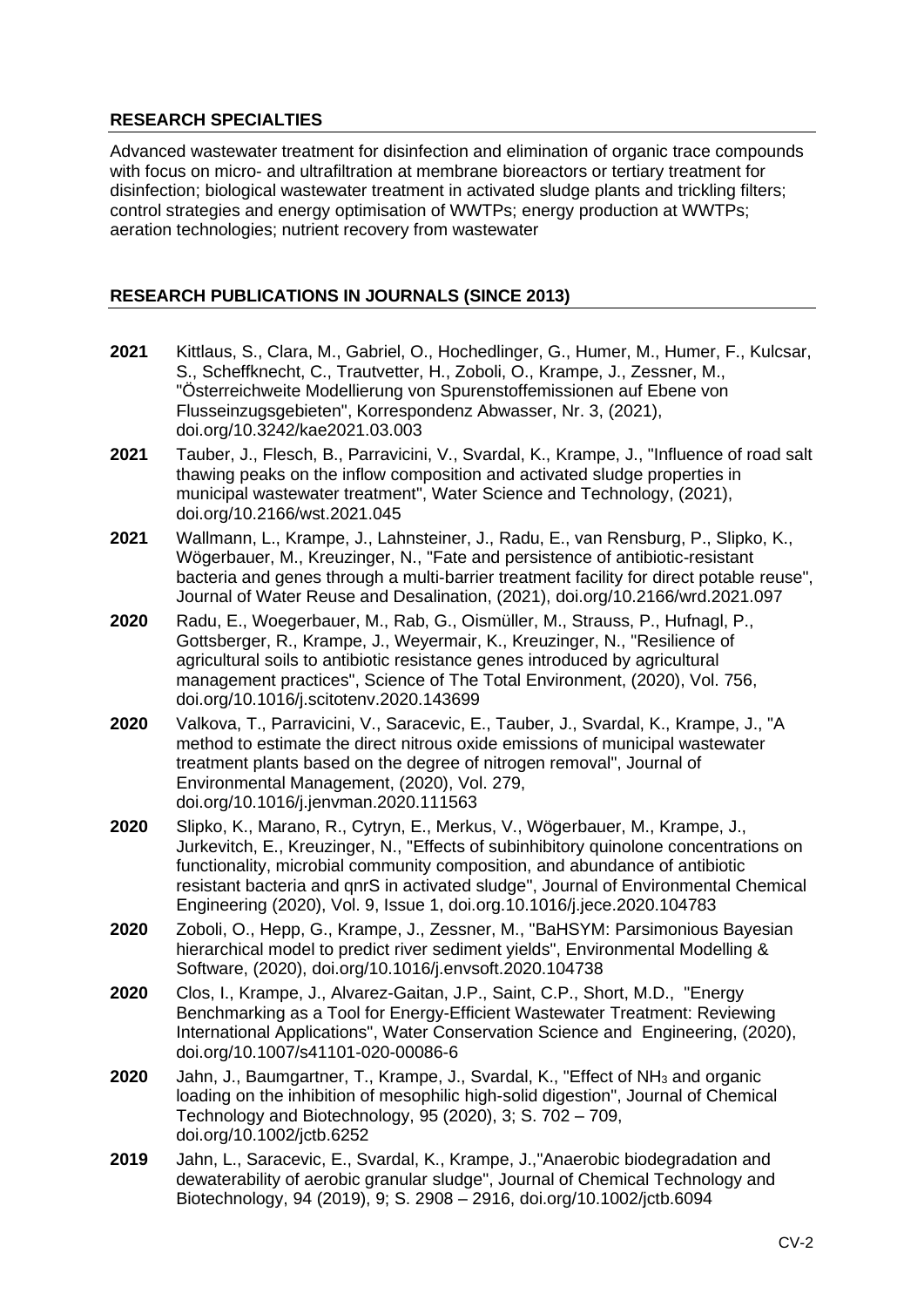## RESEARCH SPECIALTIES

Advanced wastewater treatment for disinfection and elimination of organic trace compounds with focus on micro- and ultrafiltration at membrane bioreactors or tertiary treatment for disinfection; biological wastewater treatment in activated sludge plants and trickling filters; control strategies and energy optimisation of WWTPs; energy production at WWTPs; aeration technologies; nutrient recovery from wastewater

## RESEARCH PUBLICATIONS IN JOURNALS (SINCE 2013)

**2021** Kittlaus, S., Clara, M., Gabriel, O., Hochedlinger, G., Humer, M., Humer, F., Kulcsar, S., Scheffknecht, C., Trautvetter, H., Zoboli, O., Krampe, J., Zessner, M., "Österreichweite Modellierung von Spurenstoffemissionen auf Ebene von Flusseinzugsgebieten", Korrespondenz Abwasser, Nr. 3, (2021), doi.org/10.3242/kae2021.03.003

**2021** Tauber, J., Flesch, B., Parravicini, V., Svardal, K., Krampe, J., "Influence of road salt thawing peaks on the inflow composition and activated sludge properties in municipal wastewater treatment", Water Science and Technology, (2021), doi.org/10.2166/wst.2021.045

**2021** Wallmann, L., Krampe, J., Lahnsteiner, J., Radu, E., van Rensburg, P., Slipko, K., Wögerbauer, M., Kreuzinger, N., "Fate and persistence of antibiotic-resistant bacteria and genes through a multi-barrier treatment facility for direct potable reuse", Journal of Water Reuse and Desalination, (2021), doi.org/10.2166/wrd.2021.097

**2020** Radu, E., Woegerbauer, M., Rab, G., Oismüller, M., Strauss, P., Hufnagl, P., Gottsberger, R., Krampe, J., Weyermair, K., Kreuzinger, N., "Resilience of agricultural soils to antibiotic resistance genes introduced by agricultural management practices", Science of The Total Environment, (2020), Vol. 756, doi.org/10.1016/j.scitotenv.2020.143699

**2020** Valkova, T., Parravicini, V., Saracevic, E., Tauber, J., Svardal, K., Krampe, J., "A method to estimate the direct nitrous oxide emissions of municipal wastewater treatment plants based on the degree of nitrogen removal", Journal of Environmental Management, (2020), Vol. 279, doi.org/10.1016/j.jenvman.2020.111563

**2020** Slipko, K., Marano, R., Cytryn, E., Merkus, V., Wögerbauer, M., Krampe, J., Jurkevitch, E., Kreuzinger, N., "Effects of subinhibitory quinolone concentrations on functionality, microbial community composition, and abundance of antibiotic resistant bacteria and qnrS in activated sludge", Journal of Environmental Chemical Engineering (2020), Vol. 9, Issue 1, doi.org.10.1016/j.jece.2020.104783

**2020** Zoboli, O., Hepp, G., Krampe, J., Zessner, M., "BaHSYM: Parsimonious Bayesian hierarchical model to predict river sediment yields", Environmental Modelling & Software, (2020), doi.org/10.1016/j.envsoft.2020.104738

**2020** Clos, I., Krampe, J., Alvarez-Gaitan, J.P., Saint, C.P., Short, M.D., "Energy Benchmarking as a Tool for Energy-Efficient Wastewater Treatment: Reviewing International Applications", Water Conservation Science and Engineering, (2020), doi.org/10.1007/s41101-020-00086-6

**2020** Jahn, J., Baumgartner, T., Krampe, J., Svardal, K., "Effect of $NH_3$ and organic loading on the inhibition of mesophilic high-solid digestion", Journal of Chemical Technology and Biotechnology, 95 (2020), 3; S. 702 – 709, doi.org/10.1002/jctb.6252

**2019** Jahn, L., Saracevic, E., Svardal, K., Krampe, J.,"Anaerobic biodegradation and dewaterability of aerobic granular sludge", Journal of Chemical Technology and Biotechnology, 94 (2019), 9; S. 2908 – 2916, doi.org/10.1002/jctb.6094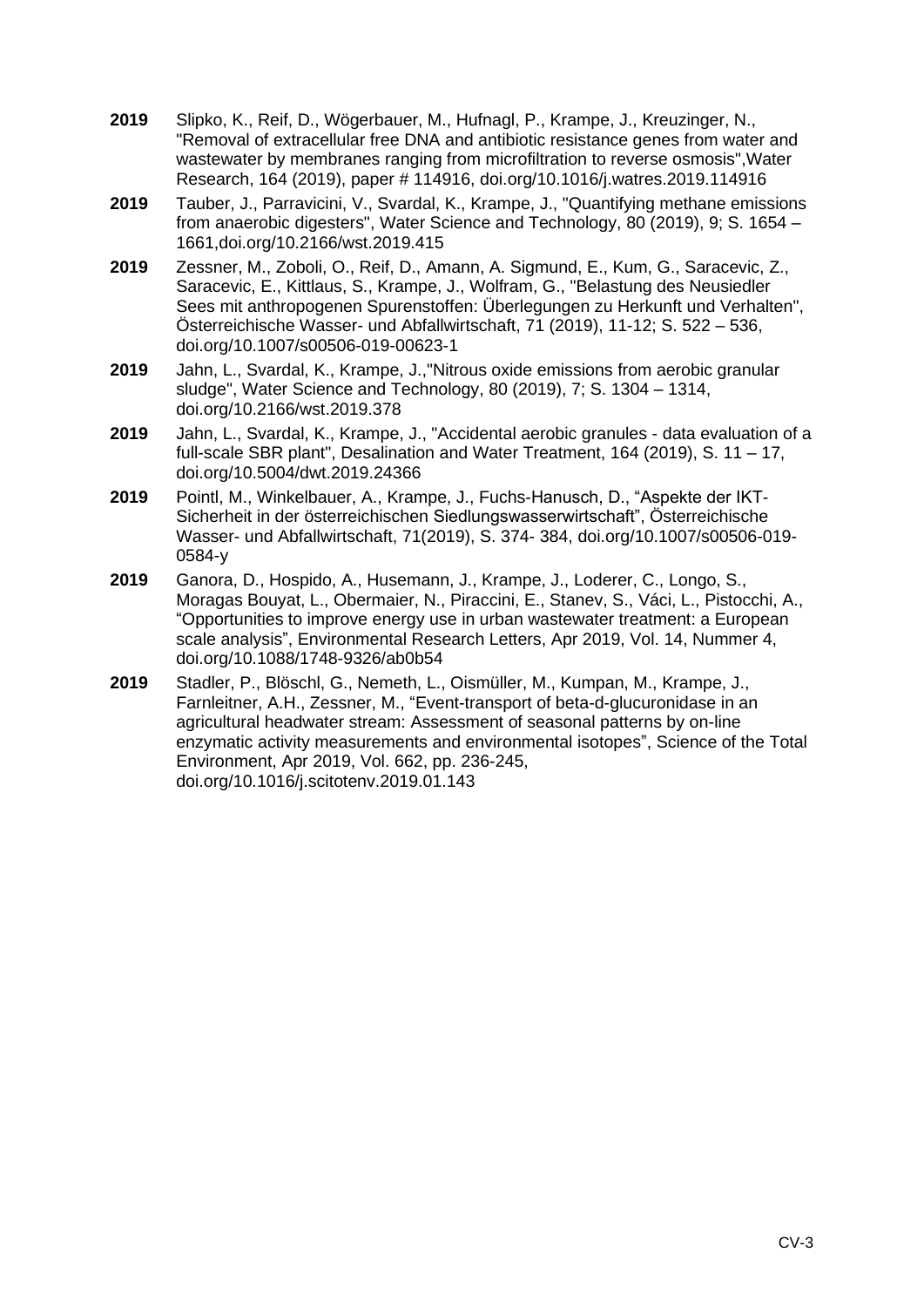**2019** Slipko, K., Reif, D., Wögerbauer, M., Hufnagl, P., Krampe, J., Kreuzinger, N., "Removal of extracellular free DNA and antibiotic resistance genes from water and wastewater by membranes ranging from microfiltration to reverse osmosis",Water Research, 164 (2019), paper # 114916, doi.org/10.1016/j.watres.2019.114916

**2019** Tauber, J., Parravicini, V., Svardal, K., Krampe, J., "Quantifying methane emissions from anaerobic digesters", Water Science and Technology, 80 (2019), 9; S. 1654 – 1661,doi.org/10.2166/wst.2019.415

**2019** Zessner, M., Zoboli, O., Reif, D., Amann, A. Sigmund, E., Kum, G., Saracevic, Z., Saracevic, E., Kittlaus, S., Krampe, J., Wolfram, G., "Belastung des Neusiedler Sees mit anthropogenen Spurenstoffen: Überlegungen zu Herkunft und Verhalten", Österreichische Wasser- und Abfallwirtschaft, 71 (2019), 11-12; S. 522 – 536, doi.org/10.1007/s00506-019-00623-1

**2019** Jahn, L., Svardal, K., Krampe, J.,"Nitrous oxide emissions from aerobic granular sludge", Water Science and Technology, 80 (2019), 7; S. 1304 – 1314, doi.org/10.2166/wst.2019.378

**2019** Jahn, L., Svardal, K., Krampe, J., "Accidental aerobic granules - data evaluation of a full-scale SBR plant", Desalination and Water Treatment, 164 (2019), S. 11 – 17, doi.org/10.5004/dwt.2019.24366

**2019** Pointl, M., Winkelbauer, A., Krampe, J., Fuchs-Hanusch, D., "Aspekte der IKT-Sicherheit in der österreichischen Siedlungswasserwirtschaft", Österreichische Wasser- und Abfallwirtschaft, 71(2019), S. 374- 384, doi.org/10.1007/s00506-019-0584-y

**2019** Ganora, D., Hospido, A., Husemann, J., Krampe, J., Loderer, C., Longo, S., Moragas Bouyat, L., Obermaier, N., Piraccini, E., Stanev, S., Váci, L., Pistocchi, A., "Opportunities to improve energy use in urban wastewater treatment: a European scale analysis", Environmental Research Letters, Apr 2019, Vol. 14, Nummer 4, doi.org/10.1088/1748-9326/ab0b54

**2019** Stadler, P., Blöschl, G., Nemeth, L., Oismüller, M., Kumpan, M., Krampe, J., Farnleitner, A.H., Zessner, M., "Event-transport of beta-d-glucuronidase in an agricultural headwater stream: Assessment of seasonal patterns by on-line enzymatic activity measurements and environmental isotopes", Science of the Total Environment, Apr 2019, Vol. 662, pp. 236-245, doi.org/10.1016/j.scitotenv.2019.01.143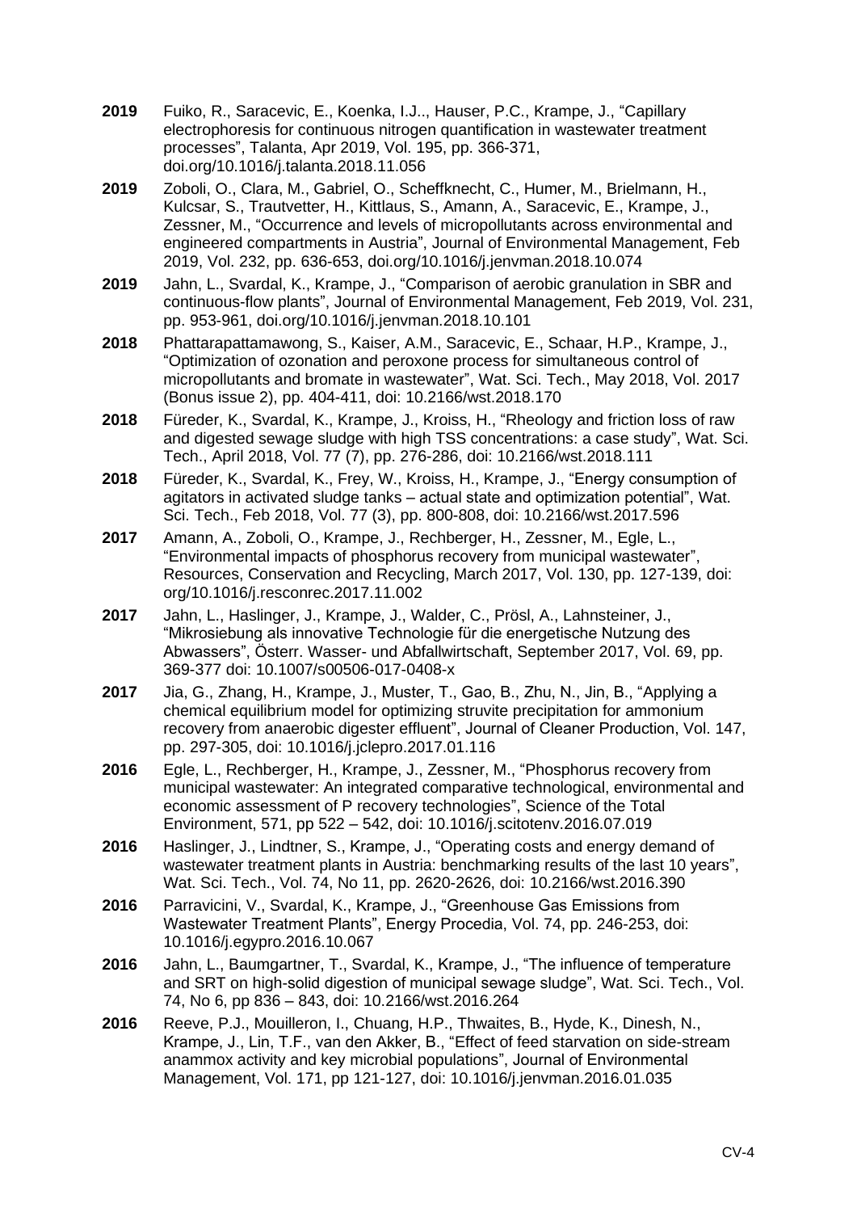**2019** Fuiko, R., Saracevic, E., Koenka, I.J.., Hauser, P.C., Krampe, J., "Capillary electrophoresis for continuous nitrogen quantification in wastewater treatment processes", Talanta, Apr 2019, Vol. 195, pp. 366-371, doi.org/10.1016/j.talanta.2018.11.056

**2019** Zoboli, O., Clara, M., Gabriel, O., Scheffknecht, C., Humer, M., Brielmann, H., Kulcsar, S., Trautvetter, H., Kittlaus, S., Amann, A., Saracevic, E., Krampe, J., Zessner, M., "Occurrence and levels of micropollutants across environmental and engineered compartments in Austria", Journal of Environmental Management, Feb 2019, Vol. 232, pp. 636-653, doi.org/10.1016/j.jenvman.2018.10.074

**2019** Jahn, L., Svardal, K., Krampe, J., "Comparison of aerobic granulation in SBR and continuous-flow plants", Journal of Environmental Management, Feb 2019, Vol. 231, pp. 953-961, doi.org/10.1016/j.jenvman.2018.10.101

**2018** Phattarapattamawong, S., Kaiser, A.M., Saracevic, E., Schaar, H.P., Krampe, J., "Optimization of ozonation and peroxone process for simultaneous control of micropollutants and bromate in wastewater", Wat. Sci. Tech., May 2018, Vol. 2017 (Bonus issue 2), pp. 404-411, doi: 10.2166/wst.2018.170

**2018** Füreder, K., Svardal, K., Krampe, J., Kroiss, H., "Rheology and friction loss of raw and digested sewage sludge with high TSS concentrations: a case study", Wat. Sci. Tech., April 2018, Vol. 77 (7), pp. 276-286, doi: 10.2166/wst.2018.111

**2018** Füreder, K., Svardal, K., Frey, W., Kroiss, H., Krampe, J., "Energy consumption of agitators in activated sludge tanks – actual state and optimization potential", Wat. Sci. Tech., Feb 2018, Vol. 77 (3), pp. 800-808, doi: 10.2166/wst.2017.596

**2017** Amann, A., Zoboli, O., Krampe, J., Rechberger, H., Zessner, M., Egle, L., "Environmental impacts of phosphorus recovery from municipal wastewater", Resources, Conservation and Recycling, March 2017, Vol. 130, pp. 127-139, doi: org/10.1016/j.resconrec.2017.11.002

**2017** Jahn, L., Haslinger, J., Krampe, J., Walder, C., Prösl, A., Lahnsteiner, J., "Mikrosiebung als innovative Technologie für die energetische Nutzung des Abwassers", Österr. Wasser- und Abfallwirtschaft, September 2017, Vol. 69, pp. 369-377 doi: 10.1007/s00506-017-0408-x

**2017** Jia, G., Zhang, H., Krampe, J., Muster, T., Gao, B., Zhu, N., Jin, B., "Applying a chemical equilibrium model for optimizing struvite precipitation for ammonium recovery from anaerobic digester effluent", Journal of Cleaner Production, Vol. 147, pp. 297-305, doi: 10.1016/j.jclepro.2017.01.116

**2016** Egle, L., Rechberger, H., Krampe, J., Zessner, M., "Phosphorus recovery from municipal wastewater: An integrated comparative technological, environmental and economic assessment of P recovery technologies", Science of the Total Environment, 571, pp 522 – 542, doi: 10.1016/j.scitotenv.2016.07.019

**2016** Haslinger, J., Lindtner, S., Krampe, J., "Operating costs and energy demand of wastewater treatment plants in Austria: benchmarking results of the last 10 years", Wat. Sci. Tech., Vol. 74, No 11, pp. 2620-2626, doi: 10.2166/wst.2016.390

**2016** Parravicini, V., Svardal, K., Krampe, J., "Greenhouse Gas Emissions from Wastewater Treatment Plants", Energy Procedia, Vol. 74, pp. 246-253, doi: 10.1016/j.egypro.2016.10.067

**2016** Jahn, L., Baumgartner, T., Svardal, K., Krampe, J., "The influence of temperature and SRT on high-solid digestion of municipal sewage sludge", Wat. Sci. Tech., Vol. 74, No 6, pp 836 – 843, doi: 10.2166/wst.2016.264

**2016** Reeve, P.J., Mouilleron, I., Chuang, H.P., Thwaites, B., Hyde, K., Dinesh, N., Krampe, J., Lin, T.F., van den Akker, B., "Effect of feed starvation on side-stream anammox activity and key microbial populations", Journal of Environmental Management, Vol. 171, pp 121-127, doi: 10.1016/j.jenvman.2016.01.035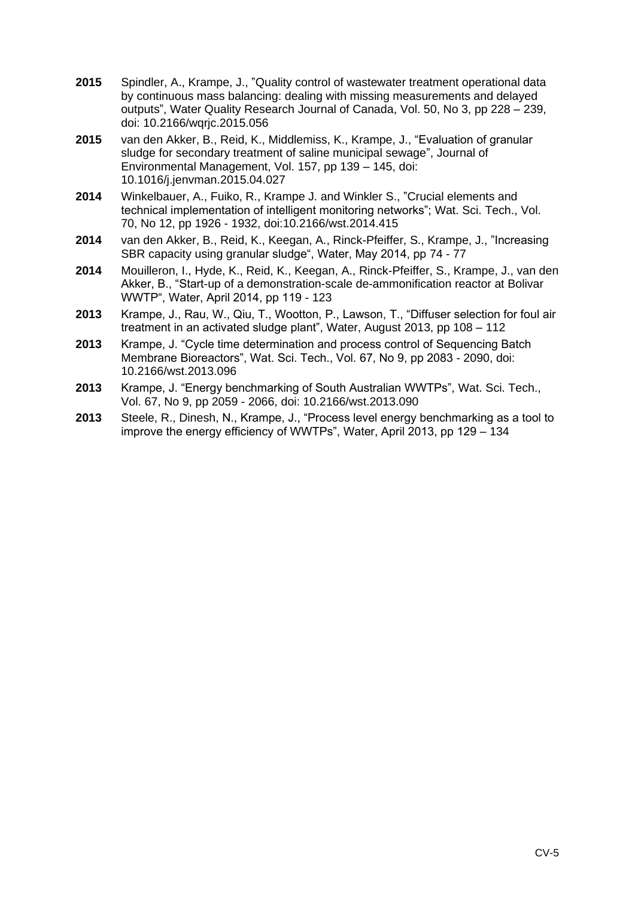**2015** Spindler, A., Krampe, J., ”Quality control of wastewater treatment operational data by continuous mass balancing: dealing with missing measurements and delayed outputs”, Water Quality Research Journal of Canada, Vol. 50, No 3, pp 228 – 239, doi: 10.2166/wqrjc.2015.056

**2015** van den Akker, B., Reid, K., Middlemiss, K., Krampe, J., “Evaluation of granular sludge for secondary treatment of saline municipal sewage”, Journal of Environmental Management, Vol. 157, pp 139 – 145, doi: 10.1016/j.jenvman.2015.04.027

**2014** Winkelbauer, A., Fuiko, R., Krampe J. and Winkler S., ”Crucial elements and technical implementation of intelligent monitoring networks”; Wat. Sci. Tech., Vol. 70, No 12, pp 1926 - 1932, doi:10.2166/wst.2014.415

**2014** van den Akker, B., Reid, K., Keegan, A., Rinck-Pfeiffer, S., Krampe, J., ”Increasing SBR capacity using granular sludge“, Water, May 2014, pp 74 - 77

**2014** Mouilleron, I., Hyde, K., Reid, K., Keegan, A., Rinck-Pfeiffer, S., Krampe, J., van den Akker, B., “Start-up of a demonstration-scale de-ammonification reactor at Bolivar WWTP“, Water, April 2014, pp 119 - 123

**2013** Krampe, J., Rau, W., Qiu, T., Wootton, P., Lawson, T., “Diffuser selection for foul air treatment in an activated sludge plant”, Water, August 2013, pp 108 – 112

**2013** Krampe, J. “Cycle time determination and process control of Sequencing Batch Membrane Bioreactors”, Wat. Sci. Tech., Vol. 67, No 9, pp 2083 - 2090, doi: 10.2166/wst.2013.096

**2013** Krampe, J. “Energy benchmarking of South Australian WWTPs”, Wat. Sci. Tech., Vol. 67, No 9, pp 2059 - 2066, doi: 10.2166/wst.2013.090

**2013** Steele, R., Dinesh, N., Krampe, J., “Process level energy benchmarking as a tool to improve the energy efficiency of WWTPs”, Water, April 2013, pp 129 – 134